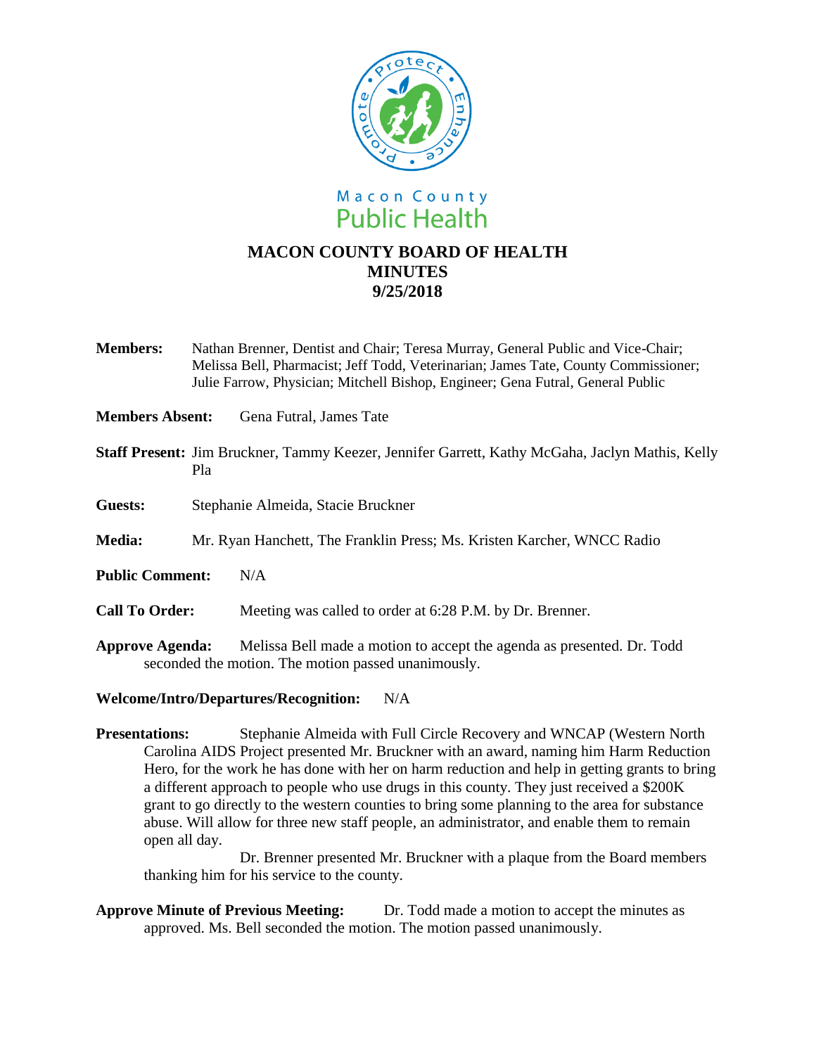Macon County
Public Health

# MACON COUNTY BOARD OF HEALTH
# MINUTES
# 9/25/2018

**Members:** Nathan Brenner, Dentist and Chair; Teresa Murray, General Public and Vice-Chair; Melissa Bell, Pharmacist; Jeff Todd, Veterinarian; James Tate, County Commissioner; Julie Farrow, Physician; Mitchell Bishop, Engineer; Gena Futral, General Public

**Members Absent:** Gena Futral, James Tate

**Staff Present:** Jim Bruckner, Tammy Keezer, Jennifer Garrett, Kathy McGaha, Jaclyn Mathis, Kelly Pla

**Guests:** Stephanie Almeida, Stacie Bruckner

**Media:** Mr. Ryan Hanchett, The Franklin Press; Ms. Kristen Karcher, WNCC Radio

**Public Comment:** N/A

**Call To Order:** Meeting was called to order at 6:28 P.M. by Dr. Brenner.

**Approve Agenda:** Melissa Bell made a motion to accept the agenda as presented. Dr. Todd seconded the motion. The motion passed unanimously.

**Welcome/Intro/Departures/Recognition:** N/A

**Presentations:** Stephanie Almeida with Full Circle Recovery and WNCAP (Western North Carolina AIDS Project presented Mr. Bruckner with an award, naming him Harm Reduction Hero, for the work he has done with her on harm reduction and help in getting grants to bring a different approach to people who use drugs in this county. They just received a $200K grant to go directly to the western counties to bring some planning to the area for substance abuse. Will allow for three new staff people, an administrator, and enable them to remain open all day.

Dr. Brenner presented Mr. Bruckner with a plaque from the Board members thanking him for his service to the county.

**Approve Minute of Previous Meeting:** Dr. Todd made a motion to accept the minutes as approved. Ms. Bell seconded the motion. The motion passed unanimously.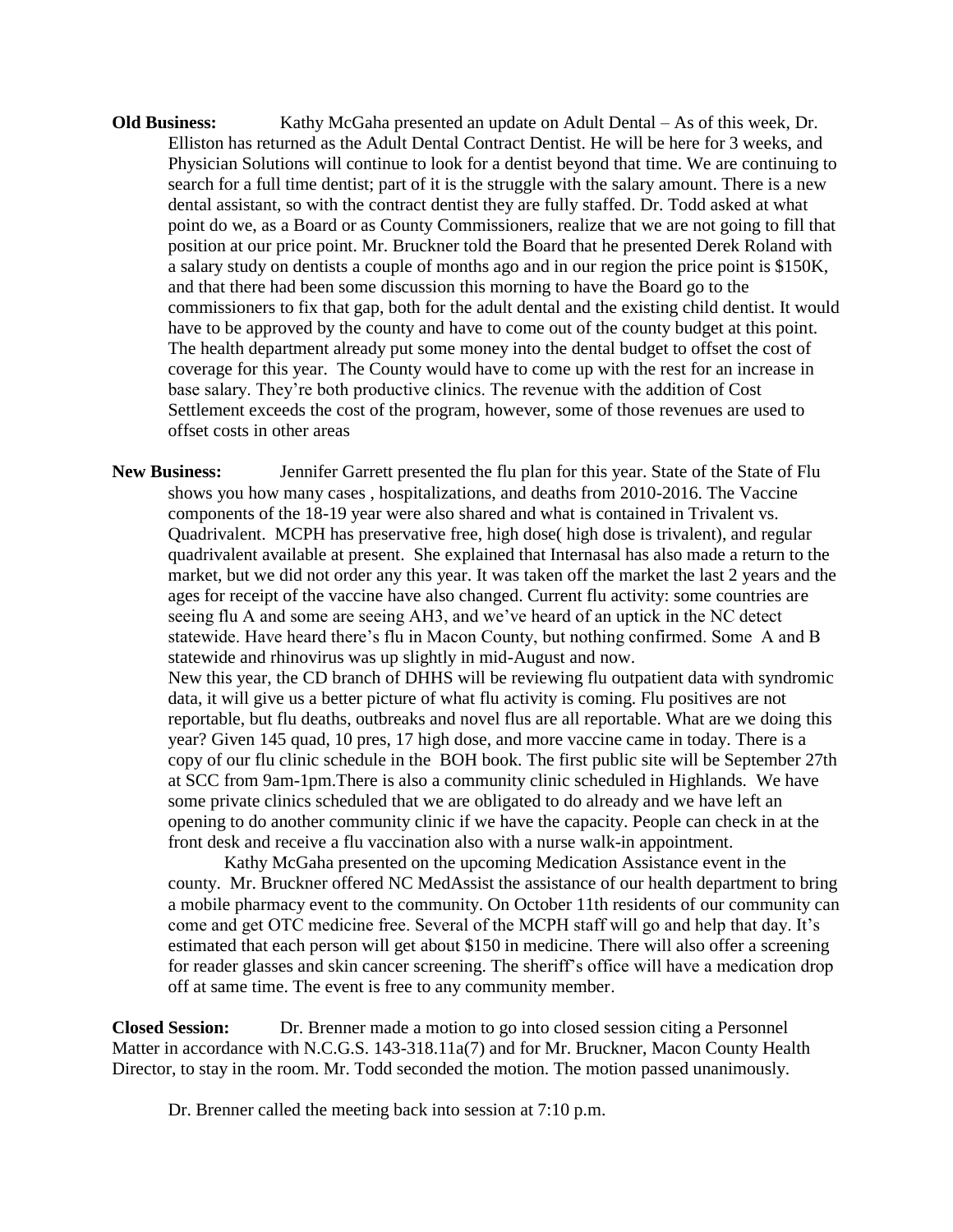**Old Business:** Kathy McGaha presented an update on Adult Dental – As of this week, Dr. Elliston has returned as the Adult Dental Contract Dentist. He will be here for 3 weeks, and Physician Solutions will continue to look for a dentist beyond that time. We are continuing to search for a full time dentist; part of it is the struggle with the salary amount. There is a new dental assistant, so with the contract dentist they are fully staffed. Dr. Todd asked at what point do we, as a Board or as County Commissioners, realize that we are not going to fill that position at our price point. Mr. Bruckner told the Board that he presented Derek Roland with a salary study on dentists a couple of months ago and in our region the price point is $150K, and that there had been some discussion this morning to have the Board go to the commissioners to fix that gap, both for the adult dental and the existing child dentist. It would have to be approved by the county and have to come out of the county budget at this point. The health department already put some money into the dental budget to offset the cost of coverage for this year. The County would have to come up with the rest for an increase in base salary. They're both productive clinics. The revenue with the addition of Cost Settlement exceeds the cost of the program, however, some of those revenues are used to offset costs in other areas

**New Business:** Jennifer Garrett presented the flu plan for this year. State of the State of Flu shows you how many cases , hospitalizations, and deaths from 2010-2016. The Vaccine components of the 18-19 year were also shared and what is contained in Trivalent vs. Quadrivalent. MCPH has preservative free, high dose( high dose is trivalent), and regular quadrivalent available at present. She explained that Internasal has also made a return to the market, but we did not order any this year. It was taken off the market the last 2 years and the ages for receipt of the vaccine have also changed. Current flu activity: some countries are seeing flu A and some are seeing AH3, and we've heard of an uptick in the NC detect statewide. Have heard there's flu in Macon County, but nothing confirmed. Some A and B statewide and rhinovirus was up slightly in mid-August and now.
New this year, the CD branch of DHHS will be reviewing flu outpatient data with syndromic data, it will give us a better picture of what flu activity is coming. Flu positives are not reportable, but flu deaths, outbreaks and novel flus are all reportable. What are we doing this year? Given 145 quad, 10 pres, 17 high dose, and more vaccine came in today. There is a copy of our flu clinic schedule in the BOH book. The first public site will be September 27th at SCC from 9am-1pm.There is also a community clinic scheduled in Highlands. We have some private clinics scheduled that we are obligated to do already and we have left an opening to do another community clinic if we have the capacity. People can check in at the front desk and receive a flu vaccination also with a nurse walk-in appointment.

Kathy McGaha presented on the upcoming Medication Assistance event in the county. Mr. Bruckner offered NC MedAssist the assistance of our health department to bring a mobile pharmacy event to the community. On October 11th residents of our community can come and get OTC medicine free. Several of the MCPH staff will go and help that day. It's estimated that each person will get about $150 in medicine. There will also offer a screening for reader glasses and skin cancer screening. The sheriff's office will have a medication drop off at same time. The event is free to any community member.

**Closed Session:** Dr. Brenner made a motion to go into closed session citing a Personnel Matter in accordance with N.C.G.S. 143-318.11a(7) and for Mr. Bruckner, Macon County Health Director, to stay in the room. Mr. Todd seconded the motion. The motion passed unanimously.

Dr. Brenner called the meeting back into session at 7:10 p.m.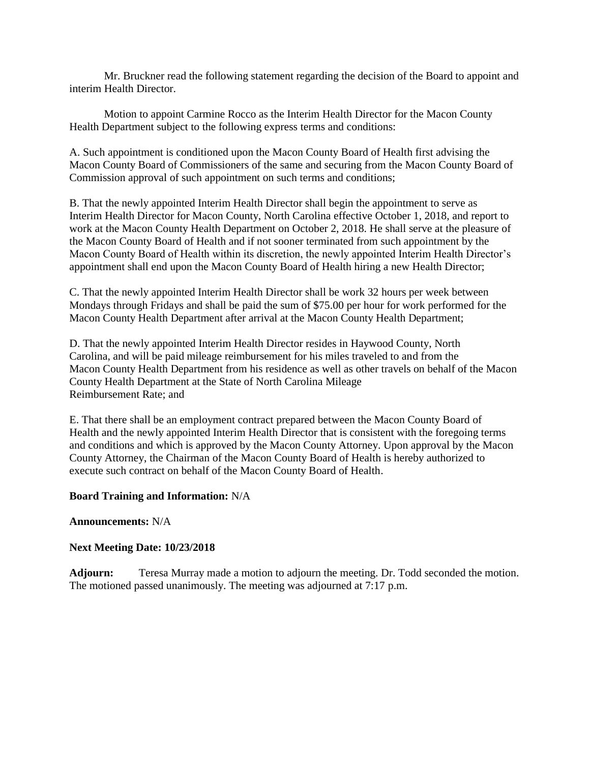Mr. Bruckner read the following statement regarding the decision of the Board to appoint and interim Health Director.

Motion to appoint Carmine Rocco as the Interim Health Director for the Macon County Health Department subject to the following express terms and conditions:

A. Such appointment is conditioned upon the Macon County Board of Health first advising the Macon County Board of Commissioners of the same and securing from the Macon County Board of Commission approval of such appointment on such terms and conditions;

B. That the newly appointed Interim Health Director shall begin the appointment to serve as Interim Health Director for Macon County, North Carolina effective October 1, 2018, and report to work at the Macon County Health Department on October 2, 2018. He shall serve at the pleasure of the Macon County Board of Health and if not sooner terminated from such appointment by the Macon County Board of Health within its discretion, the newly appointed Interim Health Director's appointment shall end upon the Macon County Board of Health hiring a new Health Director;

C. That the newly appointed Interim Health Director shall be work 32 hours per week between Mondays through Fridays and shall be paid the sum of $75.00 per hour for work performed for the Macon County Health Department after arrival at the Macon County Health Department;

D. That the newly appointed Interim Health Director resides in Haywood County, North Carolina, and will be paid mileage reimbursement for his miles traveled to and from the Macon County Health Department from his residence as well as other travels on behalf of the Macon County Health Department at the State of North Carolina Mileage Reimbursement Rate; and

E. That there shall be an employment contract prepared between the Macon County Board of Health and the newly appointed Interim Health Director that is consistent with the foregoing terms and conditions and which is approved by the Macon County Attorney. Upon approval by the Macon County Attorney, the Chairman of the Macon County Board of Health is hereby authorized to execute such contract on behalf of the Macon County Board of Health.

**Board Training and Information:** N/A

**Announcements:** N/A

**Next Meeting Date: 10/23/2018**

**Adjourn:** Teresa Murray made a motion to adjourn the meeting. Dr. Todd seconded the motion. The motioned passed unanimously. The meeting was adjourned at 7:17 p.m.